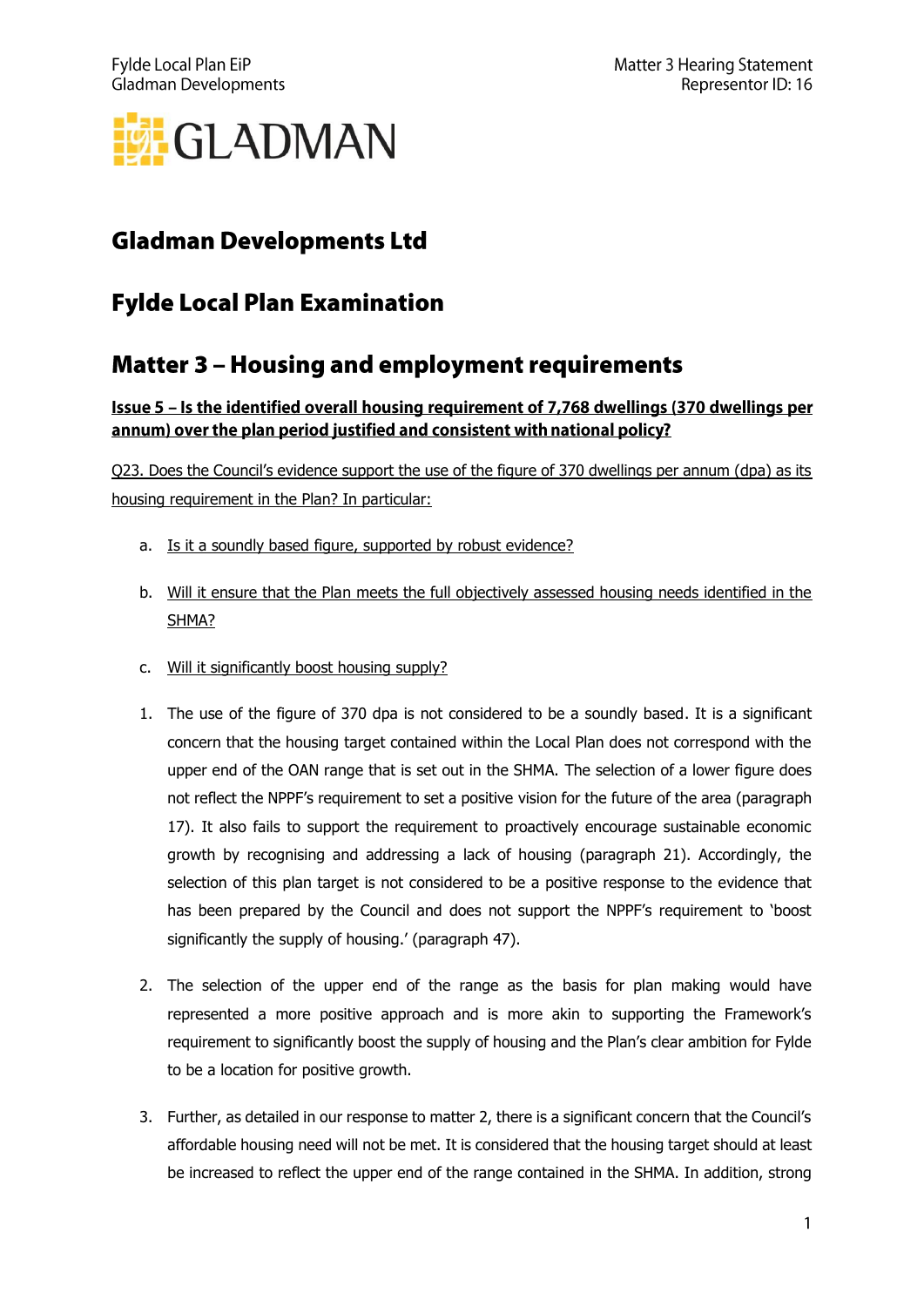# Gladman Developments Ltd

# Fylde Local Plan Examination

## Matter 3 – Housing and employment requirements

**Issue 5 – Is the identified overall housing requirement of 7,768 dwellings (370 dwellings per annum) over the plan period justified and consistent with national policy?**

Q23. Does the Council's evidence support the use of the figure of 370 dwellings per annum (dpa) as its housing requirement in the Plan? In particular:

a. Is it a soundly based figure, supported by robust evidence?

b. Will it ensure that the Plan meets the full objectively assessed housing needs identified in the SHMA?

c. Will it significantly boost housing supply?

1. The use of the figure of 370 dpa is not considered to be a soundly based. It is a significant concern that the housing target contained within the Local Plan does not correspond with the upper end of the OAN range that is set out in the SHMA. The selection of a lower figure does not reflect the NPPF's requirement to set a positive vision for the future of the area (paragraph 17). It also fails to support the requirement to proactively encourage sustainable economic growth by recognising and addressing a lack of housing (paragraph 21). Accordingly, the selection of this plan target is not considered to be a positive response to the evidence that has been prepared by the Council and does not support the NPPF's requirement to 'boost significantly the supply of housing.' (paragraph 47).

2. The selection of the upper end of the range as the basis for plan making would have represented a more positive approach and is more akin to supporting the Framework's requirement to significantly boost the supply of housing and the Plan's clear ambition for Fylde to be a location for positive growth.

3. Further, as detailed in our response to matter 2, there is a significant concern that the Council's affordable housing need will not be met. It is considered that the housing target should at least be increased to reflect the upper end of the range contained in the SHMA. In addition, strong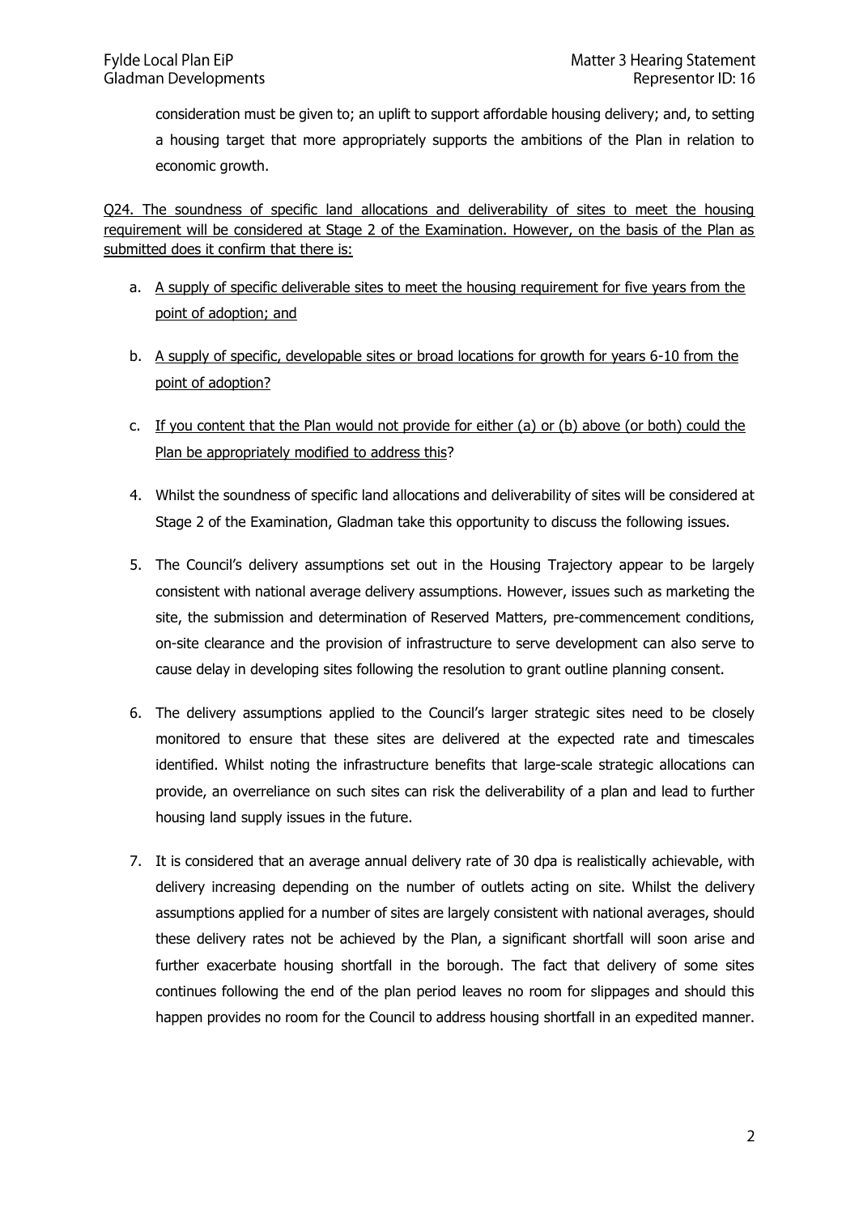consideration must be given to; an uplift to support affordable housing delivery; and, to setting a housing target that more appropriately supports the ambitions of the Plan in relation to economic growth.

<u>Q24. The soundness of specific land allocations and deliverability of sites to meet the housing requirement will be considered at Stage 2 of the Examination. However, on the basis of the Plan as submitted does it confirm that there is:</u>

a. <u>A supply of specific deliverable sites to meet the housing requirement for five years from the point of adoption; and</u>

b. <u>A supply of specific, developable sites or broad locations for growth for years 6-10 from the point of adoption?</u>

c. <u>If you content that the Plan would not provide for either (a) or (b) above (or both) could the Plan be appropriately modified to address this</u>?

4. Whilst the soundness of specific land allocations and deliverability of sites will be considered at Stage 2 of the Examination, Gladman take this opportunity to discuss the following issues.

5. The Council's delivery assumptions set out in the Housing Trajectory appear to be largely consistent with national average delivery assumptions. However, issues such as marketing the site, the submission and determination of Reserved Matters, pre-commencement conditions, on-site clearance and the provision of infrastructure to serve development can also serve to cause delay in developing sites following the resolution to grant outline planning consent.

6. The delivery assumptions applied to the Council's larger strategic sites need to be closely monitored to ensure that these sites are delivered at the expected rate and timescales identified. Whilst noting the infrastructure benefits that large-scale strategic allocations can provide, an overreliance on such sites can risk the deliverability of a plan and lead to further housing land supply issues in the future.

7. It is considered that an average annual delivery rate of 30 dpa is realistically achievable, with delivery increasing depending on the number of outlets acting on site. Whilst the delivery assumptions applied for a number of sites are largely consistent with national averages, should these delivery rates not be achieved by the Plan, a significant shortfall will soon arise and further exacerbate housing shortfall in the borough. The fact that delivery of some sites continues following the end of the plan period leaves no room for slippages and should this happen provides no room for the Council to address housing shortfall in an expedited manner.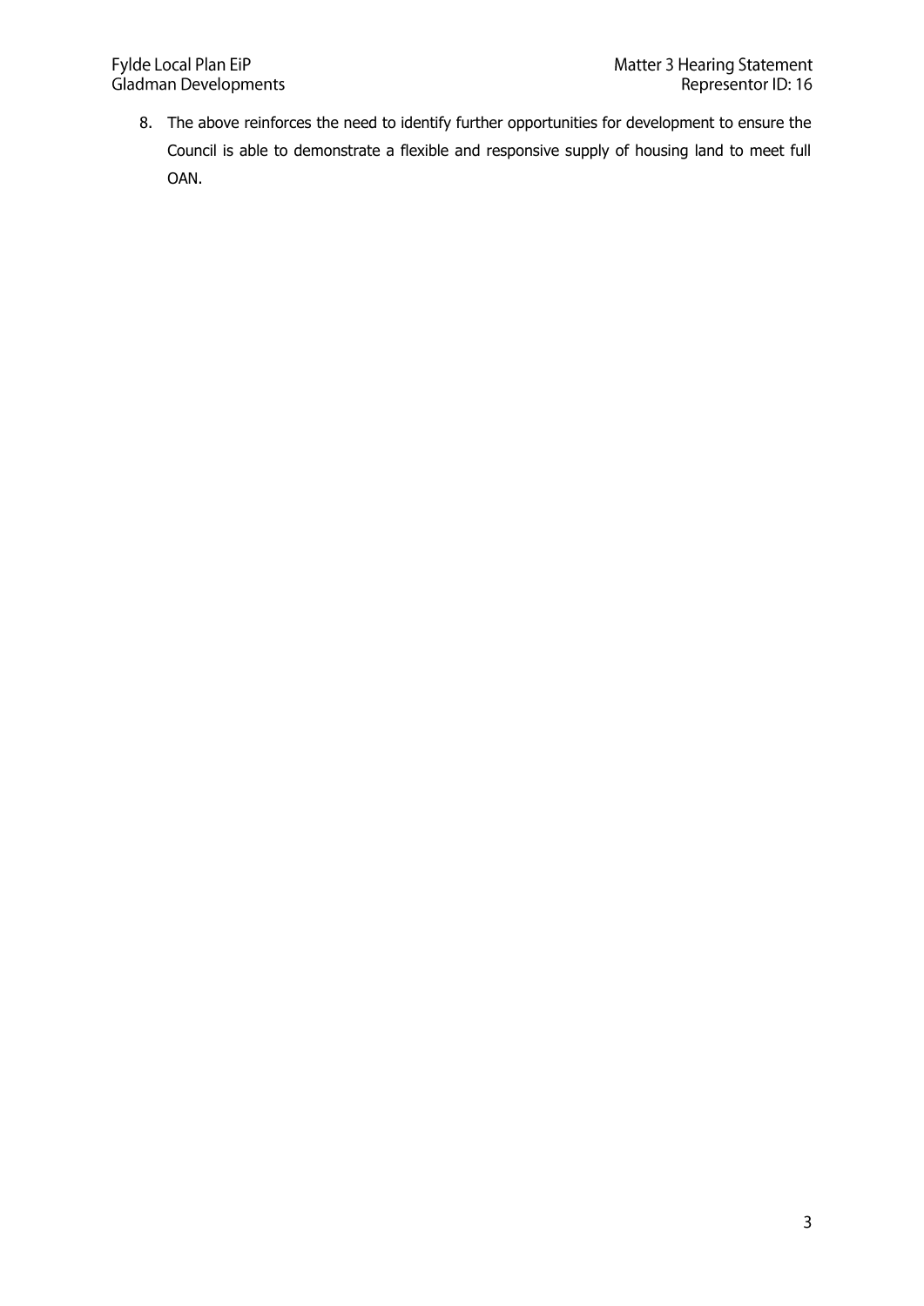8. The above reinforces the need to identify further opportunities for development to ensure the Council is able to demonstrate a flexible and responsive supply of housing land to meet full OAN.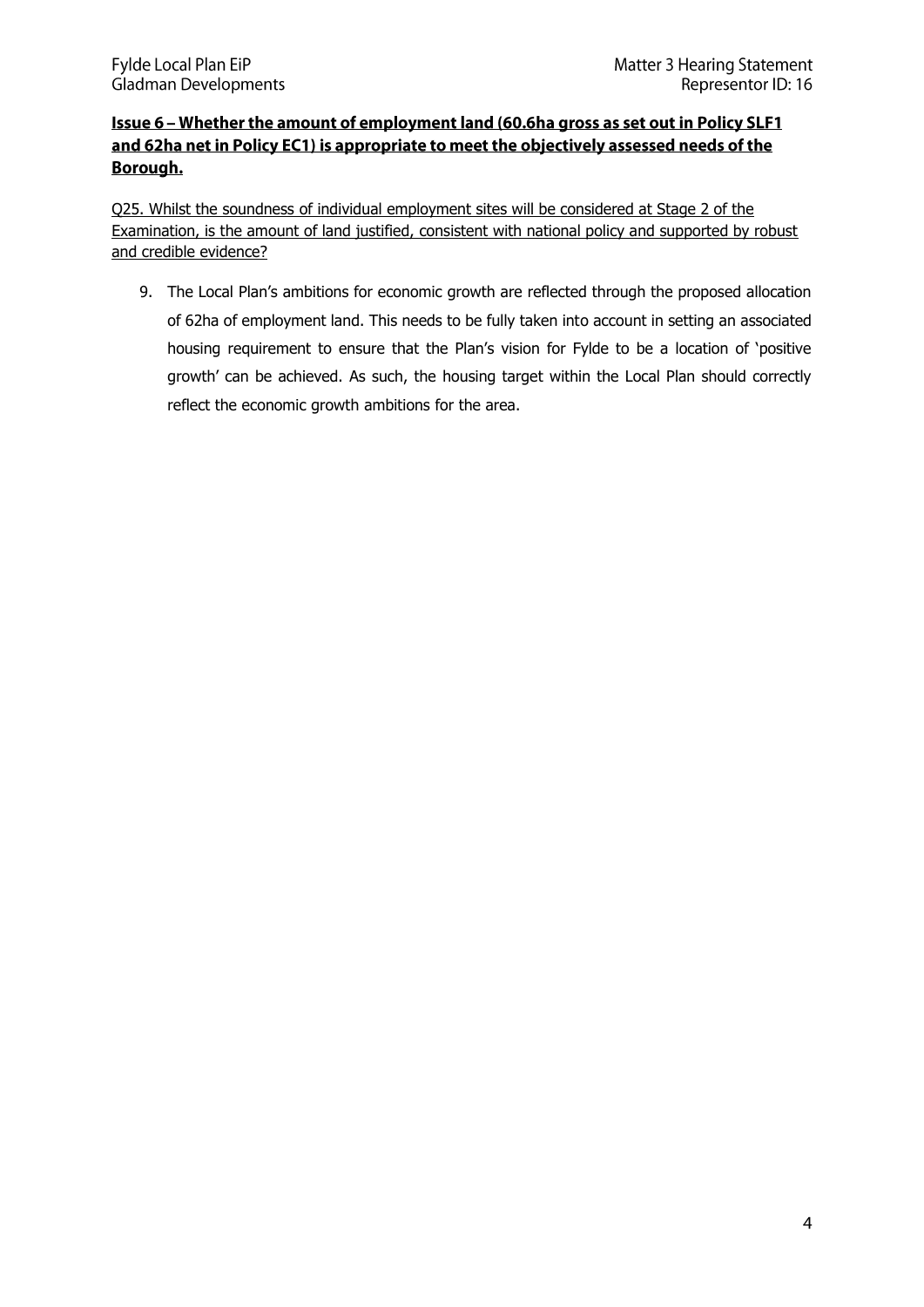**Issue 6 – Whether the amount of employment land (60.6ha gross as set out in Policy SLF1 and 62ha net in Policy EC1) is appropriate to meet the objectively assessed needs of the Borough.**

Q25. Whilst the soundness of individual employment sites will be considered at Stage 2 of the Examination, is the amount of land justified, consistent with national policy and supported by robust and credible evidence?

9. The Local Plan's ambitions for economic growth are reflected through the proposed allocation of 62ha of employment land. This needs to be fully taken into account in setting an associated housing requirement to ensure that the Plan's vision for Fylde to be a location of 'positive growth' can be achieved. As such, the housing target within the Local Plan should correctly reflect the economic growth ambitions for the area.